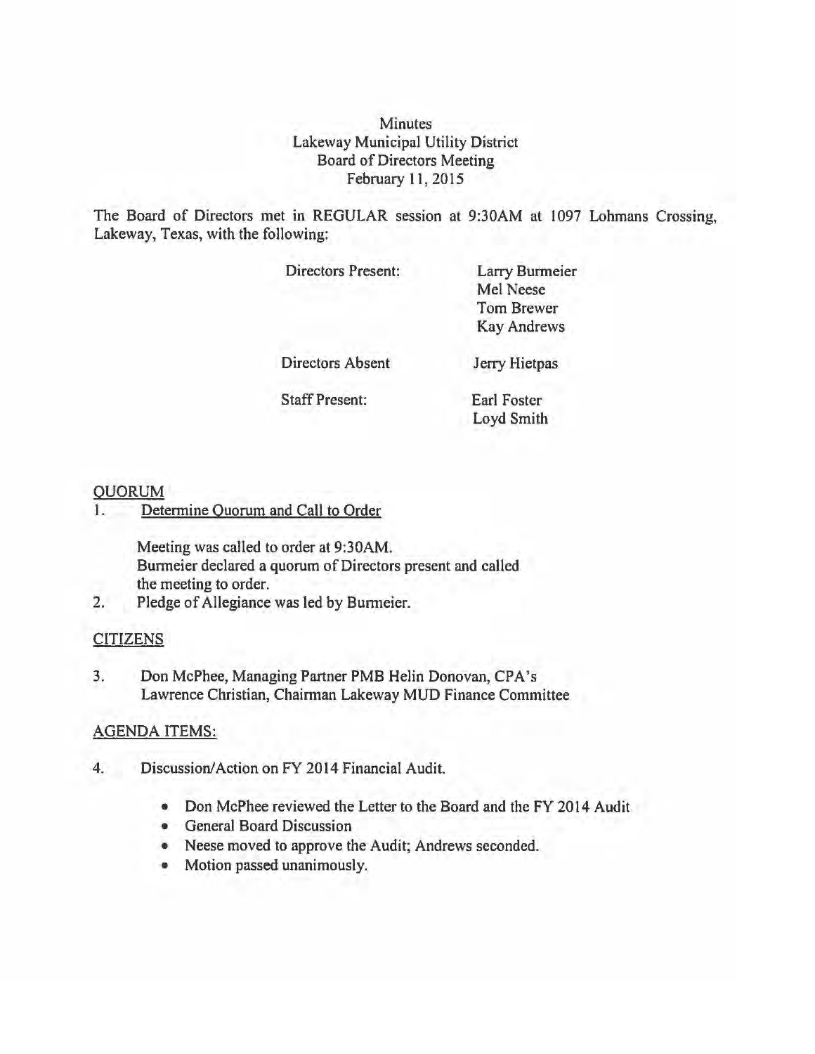Minutes
Lakeway Municipal Utility District
Board of Directors Meeting
February 11, 2015

The Board of Directors met in REGULAR session at 9:30AM at 1097 Lohmans Crossing, Lakeway, Texas, with the following:

| | |
|---|---|
| Directors Present: | Larry Burmeier<br>Mel Neese<br>Tom Brewer<br>Kay Andrews |
| Directors Absent | Jerry Hietpas |
| Staff Present: | Earl Foster<br>Loyd Smith |

## QUORUM

1. Determine Quorum and Call to Order

   Meeting was called to order at 9:30AM.
   Burmeier declared a quorum of Directors present and called the meeting to order.

2. Pledge of Allegiance was led by Burmeier.

## CITIZENS

3. Don McPhee, Managing Partner PMB Helin Donovan, CPA's
   Lawrence Christian, Chairman Lakeway MUD Finance Committee

## AGENDA ITEMS:

4. Discussion/Action on FY 2014 Financial Audit.

   - Don McPhee reviewed the Letter to the Board and the FY 2014 Audit
   - General Board Discussion
   - Neese moved to approve the Audit; Andrews seconded.
   - Motion passed unanimously.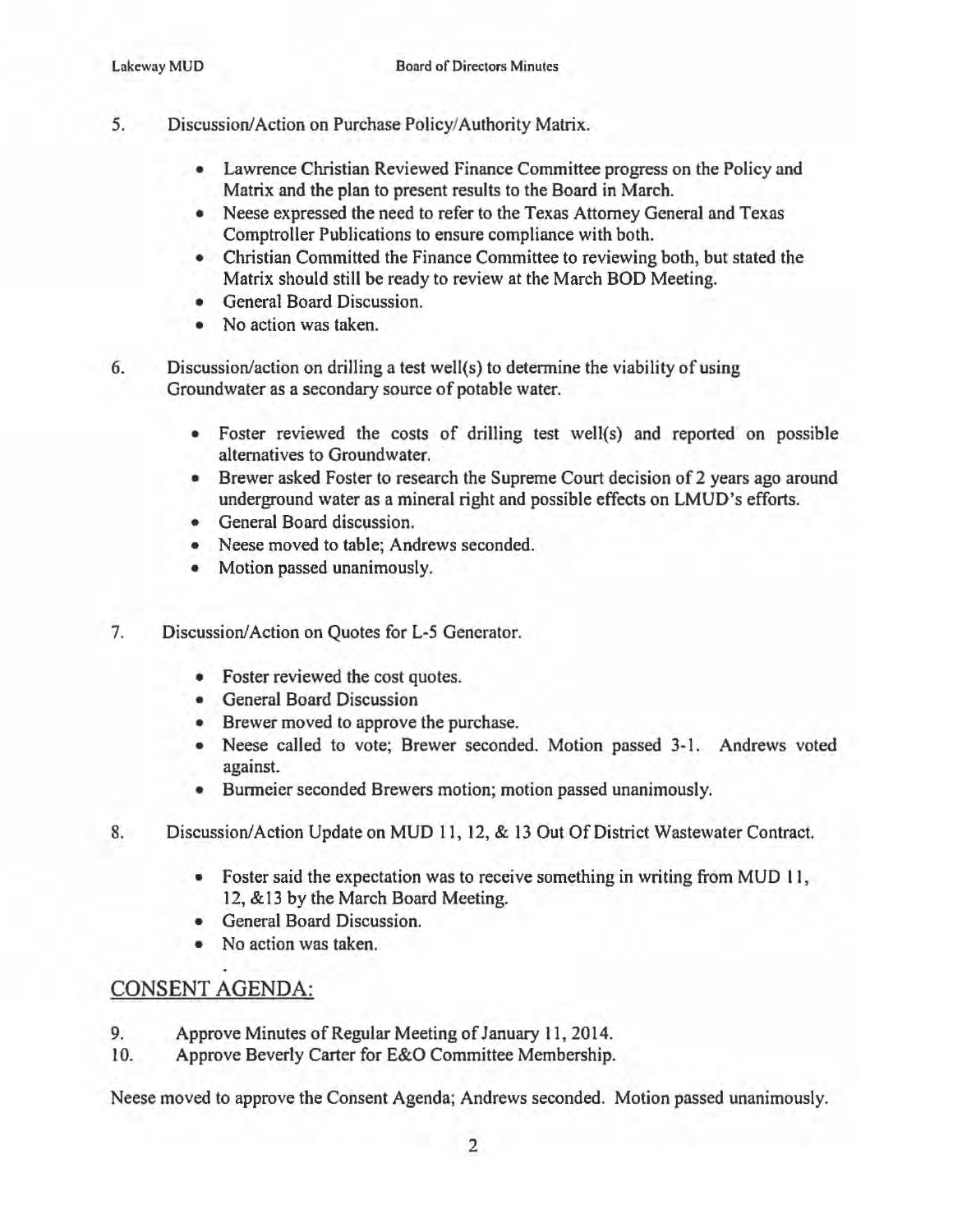5. Discussion/Action on Purchase Policy/Authority Matrix.

   - Lawrence Christian Reviewed Finance Committee progress on the Policy and Matrix and the plan to present results to the Board in March.
   - Neese expressed the need to refer to the Texas Attorney General and Texas Comptroller Publications to ensure compliance with both.
   - Christian Committed the Finance Committee to reviewing both, but stated the Matrix should still be ready to review at the March BOD Meeting.
   - General Board Discussion.
   - No action was taken.

6. Discussion/action on drilling a test well(s) to determine the viability of using Groundwater as a secondary source of potable water.

   - Foster reviewed the costs of drilling test well(s) and reported on possible alternatives to Groundwater.
   - Brewer asked Foster to research the Supreme Court decision of 2 years ago around underground water as a mineral right and possible effects on LMUD's efforts.
   - General Board discussion.
   - Neese moved to table; Andrews seconded.
   - Motion passed unanimously.

7. Discussion/Action on Quotes for L-5 Generator.

   - Foster reviewed the cost quotes.
   - General Board Discussion
   - Brewer moved to approve the purchase.
   - Neese called to vote; Brewer seconded. Motion passed 3-1. Andrews voted against.
   - Burmeier seconded Brewers motion; motion passed unanimously.

8. Discussion/Action Update on MUD 11, 12, & 13 Out Of District Wastewater Contract.

   - Foster said the expectation was to receive something in writing from MUD 11, 12, &13 by the March Board Meeting.
   - General Board Discussion.
   - No action was taken.

## CONSENT AGENDA:

9. Approve Minutes of Regular Meeting of January 11, 2014.
10. Approve Beverly Carter for E&O Committee Membership.

Neese moved to approve the Consent Agenda; Andrews seconded. Motion passed unanimously.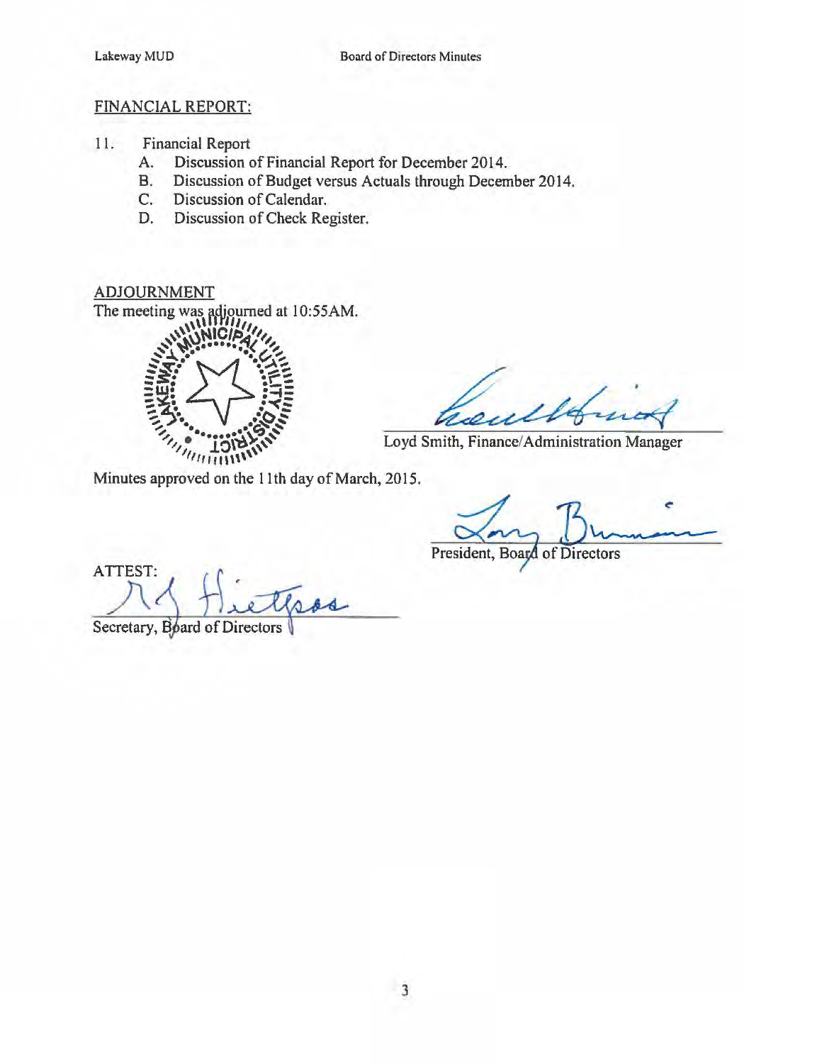## FINANCIAL REPORT:

11. Financial Report
    - A. Discussion of Financial Report for December 2014.
    - B. Discussion of Budget versus Actuals through December 2014.
    - C. Discussion of Calendar.
    - D. Discussion of Check Register.

## ADJOURNMENT

The meeting was adjourned at 10:55AM.

LAKEWAY MUNICIPAL UTILITY DISTRICT

Loyd Smith, Finance/Administration Manager

Minutes approved on the 11th day of March, 2015.

President, Board of Directors

ATTEST:

Secretary, Board of Directors